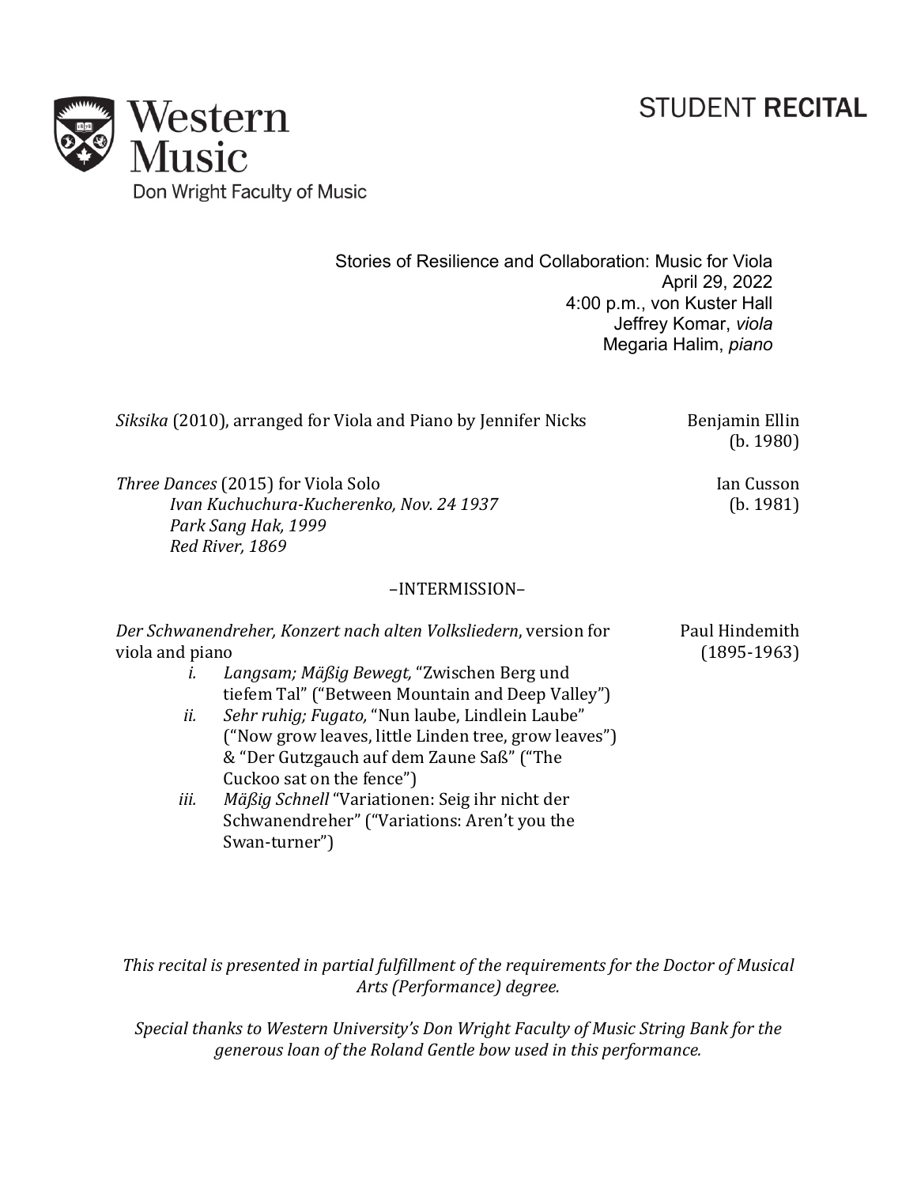Western Music
Don Wright Faculty of Music

# STUDENT RECITAL

Stories of Resilience and Collaboration: Music for Viola
April 29, 2022
4:00 p.m., von Kuster Hall
Jeffrey Komar, *viola*
Megaria Halim, *piano*

*Siksika* (2010), arranged for Viola and Piano by Jennifer Nicks — Benjamin Ellin (b. 1980)

*Three Dances* (2015) for Viola Solo — Ian Cusson (b. 1981)

*Ivan Kuchuchura-Kucherenko, Nov. 24 1937*
*Park Sang Hak, 1999*
*Red River, 1869*

–INTERMISSION–

*Der Schwanendreher, Konzert nach alten Volksliedern*, version for viola and piano — Paul Hindemith (1895-1963)

*i.* *Langsam; Mäßig Bewegt,* "Zwischen Berg und tiefem Tal" ("Between Mountain and Deep Valley")
*ii.* *Sehr ruhig; Fugato,* "Nun laube, Lindlein Laube" ("Now grow leaves, little Linden tree, grow leaves") & "Der Gutzgauch auf dem Zaune Saß" ("The Cuckoo sat on the fence")
*iii.* *Mäßig Schnell* "Variationen: Seig ihr nicht der Schwanendreher" ("Variations: Aren't you the Swan-turner")

*This recital is presented in partial fulfillment of the requirements for the Doctor of Musical Arts (Performance) degree.*

*Special thanks to Western University's Don Wright Faculty of Music String Bank for the generous loan of the Roland Gentle bow used in this performance.*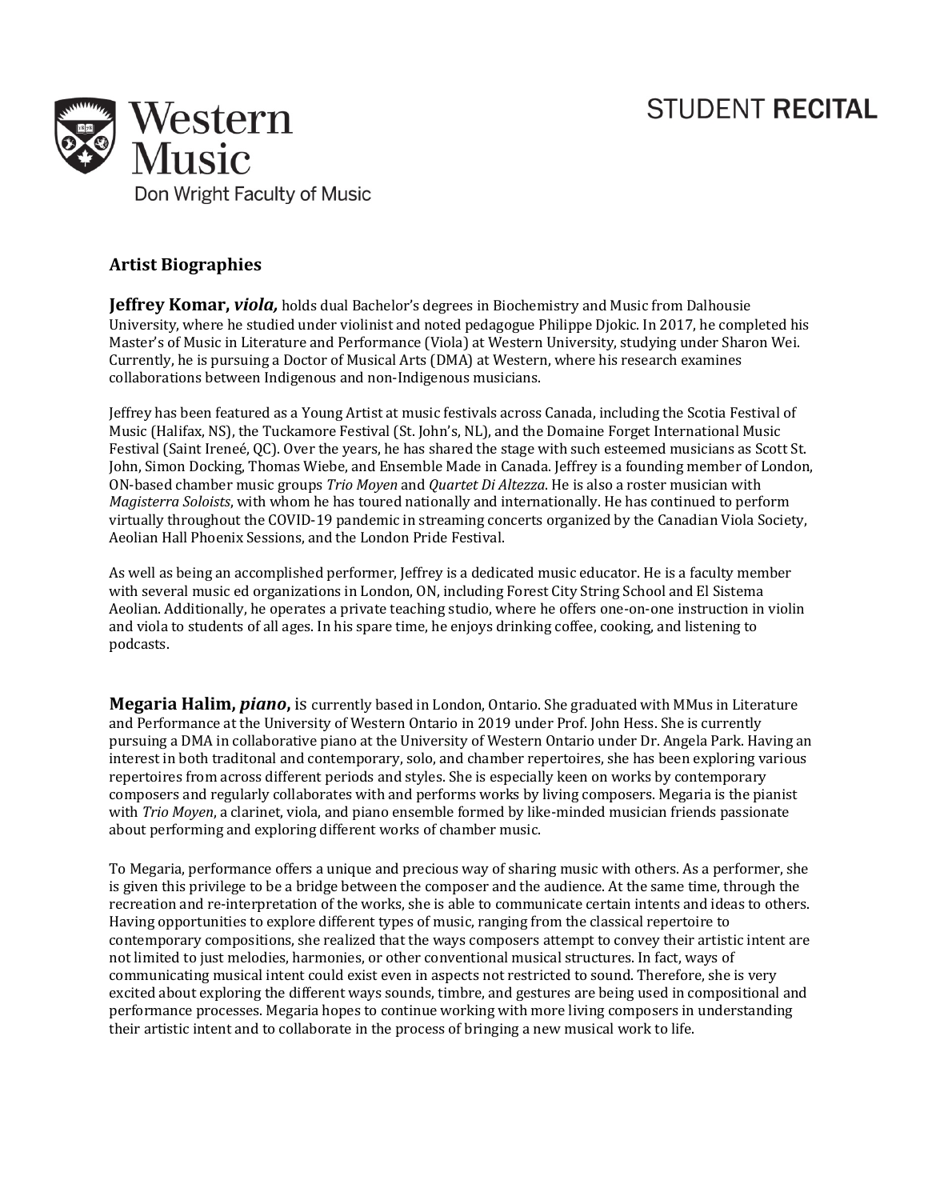# Western Music

Don Wright Faculty of Music

STUDENT **RECITAL**

## Artist Biographies

**Jeffrey Komar, *viola,*** holds dual Bachelor's degrees in Biochemistry and Music from Dalhousie University, where he studied under violinist and noted pedagogue Philippe Djokic. In 2017, he completed his Master's of Music in Literature and Performance (Viola) at Western University, studying under Sharon Wei. Currently, he is pursuing a Doctor of Musical Arts (DMA) at Western, where his research examines collaborations between Indigenous and non-Indigenous musicians.

Jeffrey has been featured as a Young Artist at music festivals across Canada, including the Scotia Festival of Music (Halifax, NS), the Tuckamore Festival (St. John's, NL), and the Domaine Forget International Music Festival (Saint Ireneé, QC). Over the years, he has shared the stage with such esteemed musicians as Scott St. John, Simon Docking, Thomas Wiebe, and Ensemble Made in Canada. Jeffrey is a founding member of London, ON-based chamber music groups *Trio Moyen* and *Quartet Di Altezza*. He is also a roster musician with *Magisterra Soloists*, with whom he has toured nationally and internationally. He has continued to perform virtually throughout the COVID-19 pandemic in streaming concerts organized by the Canadian Viola Society, Aeolian Hall Phoenix Sessions, and the London Pride Festival.

As well as being an accomplished performer, Jeffrey is a dedicated music educator. He is a faculty member with several music ed organizations in London, ON, including Forest City String School and El Sistema Aeolian. Additionally, he operates a private teaching studio, where he offers one-on-one instruction in violin and viola to students of all ages. In his spare time, he enjoys drinking coffee, cooking, and listening to podcasts.

**Megaria Halim, *piano*,** is currently based in London, Ontario. She graduated with MMus in Literature and Performance at the University of Western Ontario in 2019 under Prof. John Hess. She is currently pursuing a DMA in collaborative piano at the University of Western Ontario under Dr. Angela Park. Having an interest in both traditonal and contemporary, solo, and chamber repertoires, she has been exploring various repertoires from across different periods and styles. She is especially keen on works by contemporary composers and regularly collaborates with and performs works by living composers. Megaria is the pianist with *Trio Moyen*, a clarinet, viola, and piano ensemble formed by like-minded musician friends passionate about performing and exploring different works of chamber music.

To Megaria, performance offers a unique and precious way of sharing music with others. As a performer, she is given this privilege to be a bridge between the composer and the audience. At the same time, through the recreation and re-interpretation of the works, she is able to communicate certain intents and ideas to others. Having opportunities to explore different types of music, ranging from the classical repertoire to contemporary compositions, she realized that the ways composers attempt to convey their artistic intent are not limited to just melodies, harmonies, or other conventional musical structures. In fact, ways of communicating musical intent could exist even in aspects not restricted to sound. Therefore, she is very excited about exploring the different ways sounds, timbre, and gestures are being used in compositional and performance processes. Megaria hopes to continue working with more living composers in understanding their artistic intent and to collaborate in the process of bringing a new musical work to life.